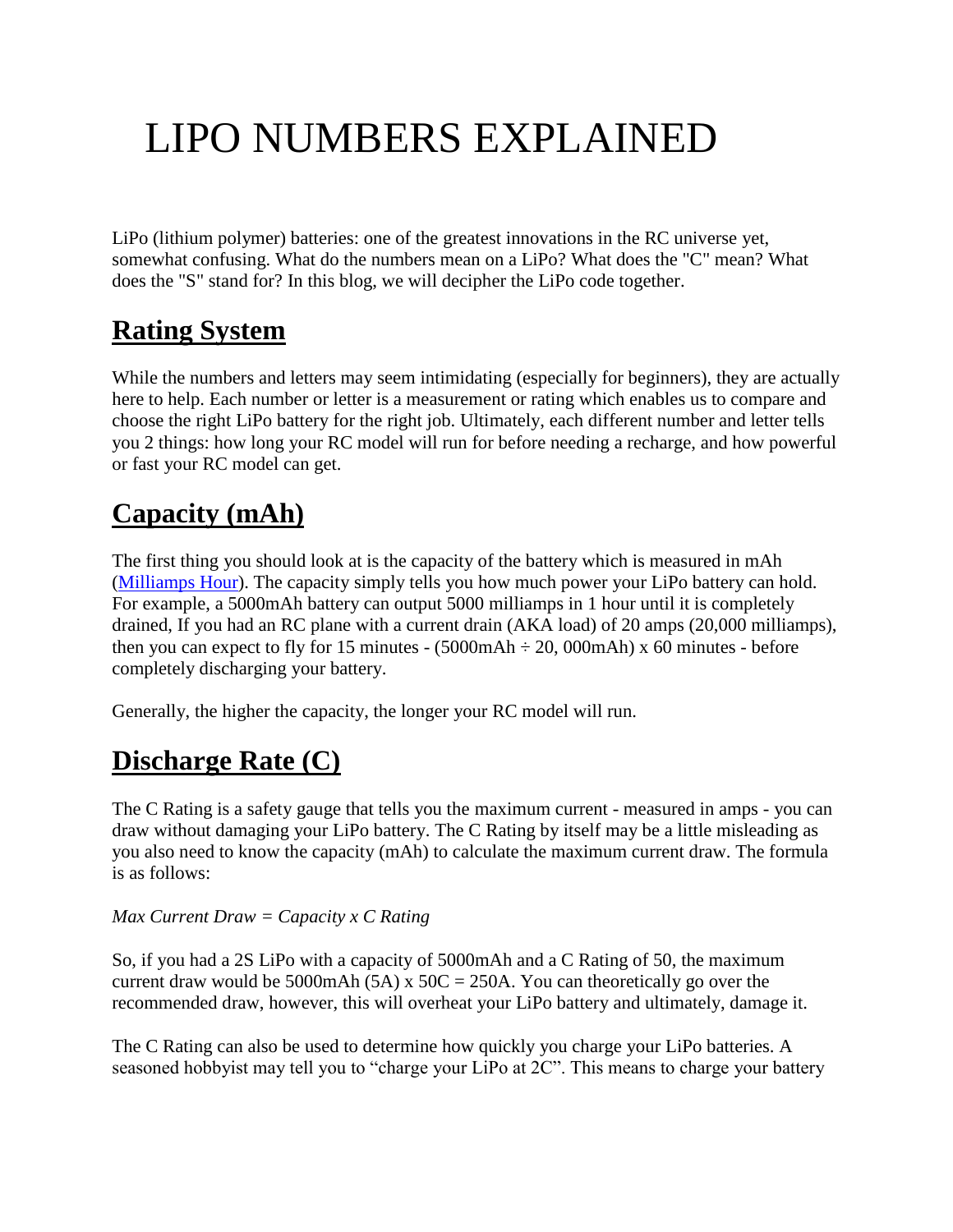# LIPO NUMBERS EXPLAINED

LiPo (lithium polymer) batteries: one of the greatest innovations in the RC universe yet, somewhat confusing. What do the numbers mean on a LiPo? What does the "C" mean? What does the "S" stand for? In this blog, we will decipher the LiPo code together.

## Rating System

While the numbers and letters may seem intimidating (especially for beginners), they are actually here to help. Each number or letter is a measurement or rating which enables us to compare and choose the right LiPo battery for the right job. Ultimately, each different number and letter tells you 2 things: how long your RC model will run for before needing a recharge, and how powerful or fast your RC model can get.

## Capacity (mAh)

The first thing you should look at is the capacity of the battery which is measured in mAh ([Milliamps Hour]()). The capacity simply tells you how much power your LiPo battery can hold. For example, a 5000mAh battery can output 5000 milliamps in 1 hour until it is completely drained, If you had an RC plane with a current drain (AKA load) of 20 amps (20,000 milliamps), then you can expect to fly for 15 minutes - (5000mAh ÷ 20, 000mAh) x 60 minutes - before completely discharging your battery.

Generally, the higher the capacity, the longer your RC model will run.

## Discharge Rate (C)

The C Rating is a safety gauge that tells you the maximum current - measured in amps - you can draw without damaging your LiPo battery. The C Rating by itself may be a little misleading as you also need to know the capacity (mAh) to calculate the maximum current draw. The formula is as follows:

*Max Current Draw = Capacity x C Rating*

So, if you had a 2S LiPo with a capacity of 5000mAh and a C Rating of 50, the maximum current draw would be 5000mAh (5A) x 50C = 250A. You can theoretically go over the recommended draw, however, this will overheat your LiPo battery and ultimately, damage it.

The C Rating can also be used to determine how quickly you charge your LiPo batteries. A seasoned hobbyist may tell you to "charge your LiPo at 2C". This means to charge your battery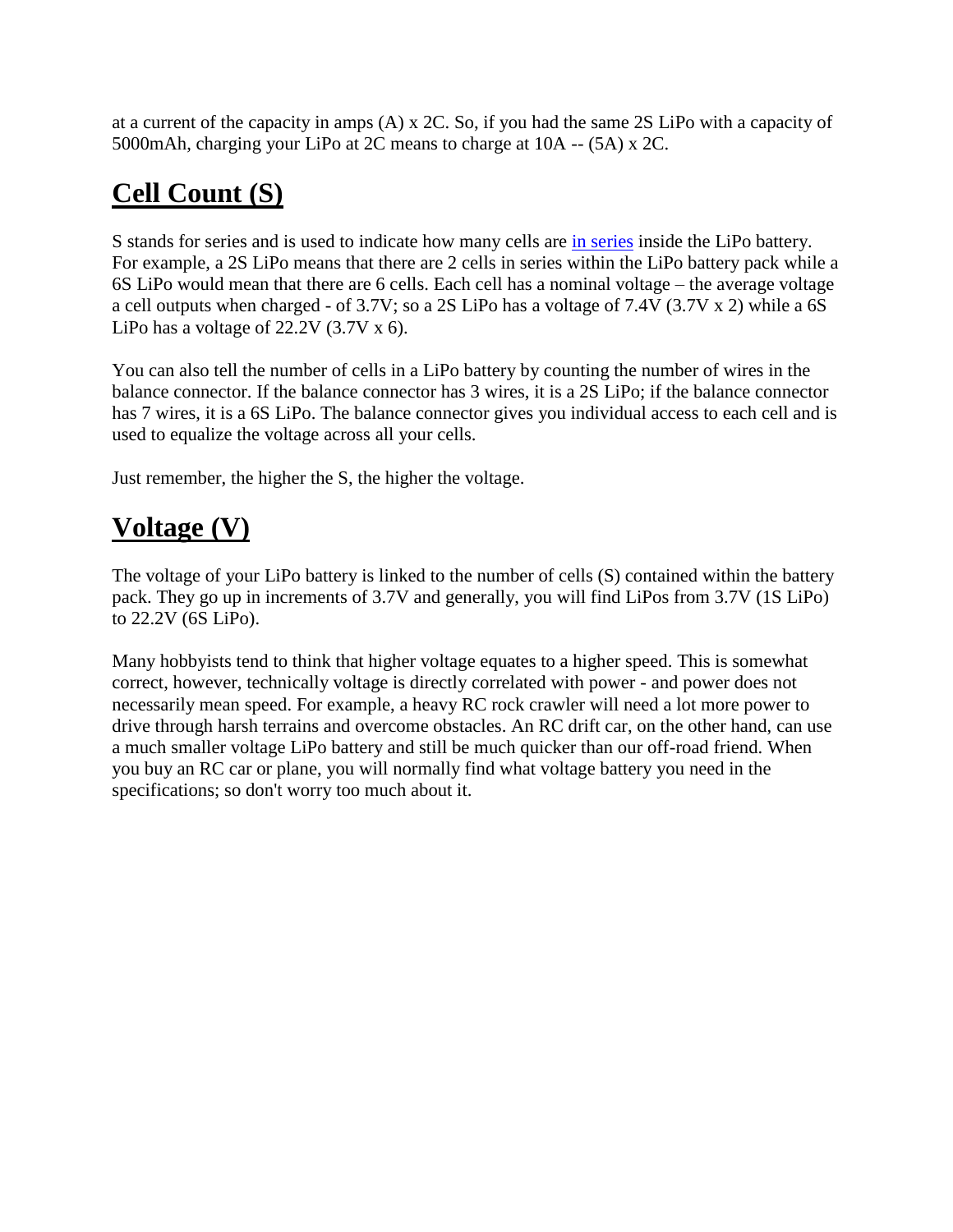at a current of the capacity in amps (A) x 2C. So, if you had the same 2S LiPo with a capacity of 5000mAh, charging your LiPo at 2C means to charge at 10A -- (5A) x 2C.

## Cell Count (S)

S stands for series and is used to indicate how many cells are in series inside the LiPo battery. For example, a 2S LiPo means that there are 2 cells in series within the LiPo battery pack while a 6S LiPo would mean that there are 6 cells. Each cell has a nominal voltage – the average voltage a cell outputs when charged - of 3.7V; so a 2S LiPo has a voltage of 7.4V (3.7V x 2) while a 6S LiPo has a voltage of 22.2V (3.7V x 6).

You can also tell the number of cells in a LiPo battery by counting the number of wires in the balance connector. If the balance connector has 3 wires, it is a 2S LiPo; if the balance connector has 7 wires, it is a 6S LiPo. The balance connector gives you individual access to each cell and is used to equalize the voltage across all your cells.

Just remember, the higher the S, the higher the voltage.

## Voltage (V)

The voltage of your LiPo battery is linked to the number of cells (S) contained within the battery pack. They go up in increments of 3.7V and generally, you will find LiPos from 3.7V (1S LiPo) to 22.2V (6S LiPo).

Many hobbyists tend to think that higher voltage equates to a higher speed. This is somewhat correct, however, technically voltage is directly correlated with power - and power does not necessarily mean speed. For example, a heavy RC rock crawler will need a lot more power to drive through harsh terrains and overcome obstacles. An RC drift car, on the other hand, can use a much smaller voltage LiPo battery and still be much quicker than our off-road friend. When you buy an RC car or plane, you will normally find what voltage battery you need in the specifications; so don't worry too much about it.